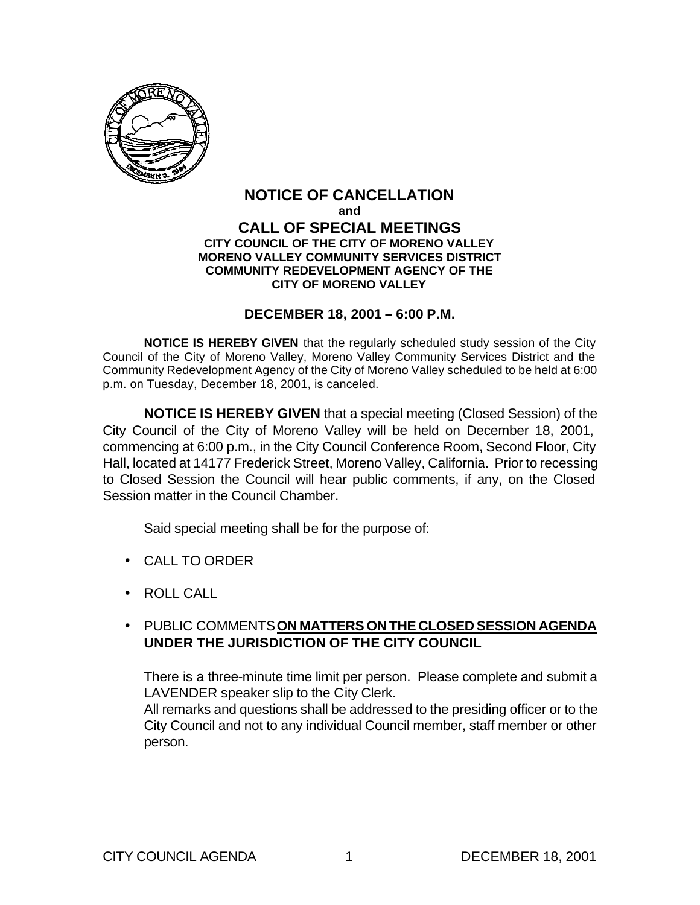# NOTICE OF CANCELLATION

**and**

# CALL OF SPECIAL MEETINGS

**CITY COUNCIL OF THE CITY OF MORENO VALLEY**
**MORENO VALLEY COMMUNITY SERVICES DISTRICT**
**COMMUNITY REDEVELOPMENT AGENCY OF THE CITY OF MORENO VALLEY**

## DECEMBER 18, 2001 – 6:00 P.M.

**NOTICE IS HEREBY GIVEN** that the regularly scheduled study session of the City Council of the City of Moreno Valley, Moreno Valley Community Services District and the Community Redevelopment Agency of the City of Moreno Valley scheduled to be held at 6:00 p.m. on Tuesday, December 18, 2001, is canceled.

**NOTICE IS HEREBY GIVEN** that a special meeting (Closed Session) of the City Council of the City of Moreno Valley will be held on December 18, 2001, commencing at 6:00 p.m., in the City Council Conference Room, Second Floor, City Hall, located at 14177 Frederick Street, Moreno Valley, California. Prior to recessing to Closed Session the Council will hear public comments, if any, on the Closed Session matter in the Council Chamber.

Said special meeting shall be for the purpose of:

- CALL TO ORDER
- ROLL CALL
- PUBLIC COMMENTS **ON MATTERS ON THE CLOSED SESSION AGENDA UNDER THE JURISDICTION OF THE CITY COUNCIL**

  There is a three-minute time limit per person. Please complete and submit a LAVENDER speaker slip to the City Clerk.
  All remarks and questions shall be addressed to the presiding officer or to the City Council and not to any individual Council member, staff member or other person.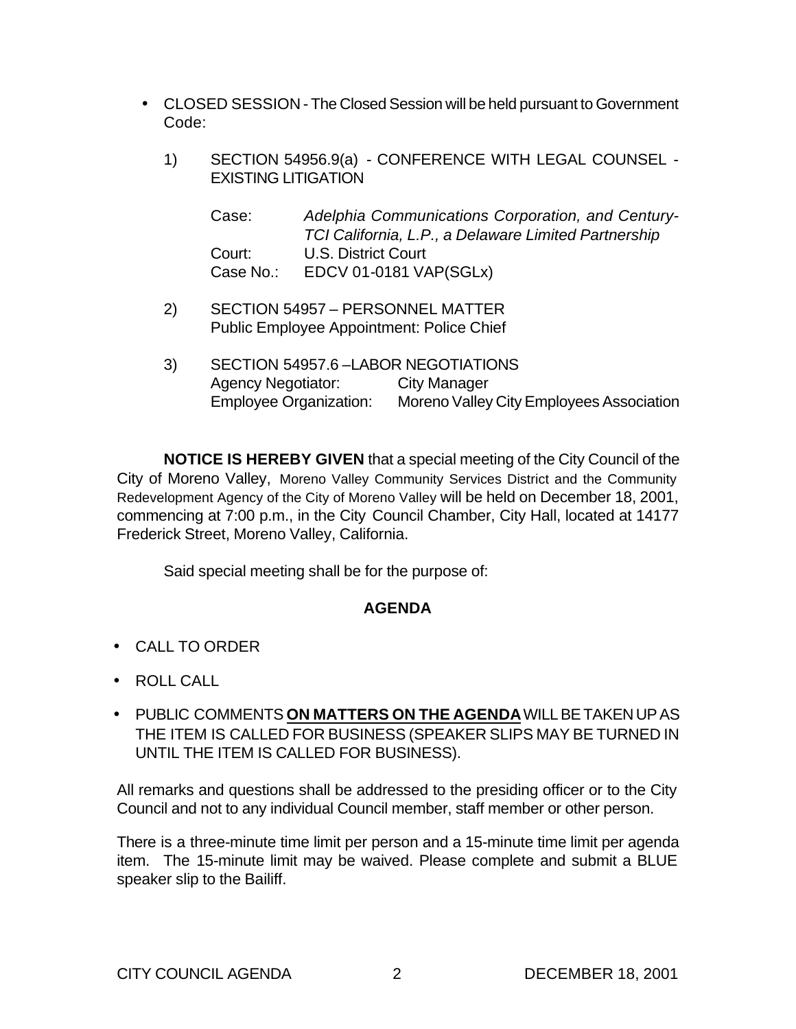- CLOSED SESSION - The Closed Session will be held pursuant to Government Code:

  1) SECTION 54956.9(a) - CONFERENCE WITH LEGAL COUNSEL - EXISTING LITIGATION

     Case: *Adelphia Communications Corporation, and Century-TCI California, L.P., a Delaware Limited Partnership*
     Court: U.S. District Court
     Case No.: EDCV 01-0181 VAP(SGLx)

  2) SECTION 54957 – PERSONNEL MATTER
     Public Employee Appointment: Police Chief

  3) SECTION 54957.6 –LABOR NEGOTIATIONS
     Agency Negotiator: City Manager
     Employee Organization: Moreno Valley City Employees Association

**NOTICE IS HEREBY GIVEN** that a special meeting of the City Council of the City of Moreno Valley, Moreno Valley Community Services District and the Community Redevelopment Agency of the City of Moreno Valley will be held on December 18, 2001, commencing at 7:00 p.m., in the City Council Chamber, City Hall, located at 14177 Frederick Street, Moreno Valley, California.

Said special meeting shall be for the purpose of:

**AGENDA**

- CALL TO ORDER
- ROLL CALL
- PUBLIC COMMENTS **ON MATTERS ON THE AGENDA** WILL BE TAKEN UP AS THE ITEM IS CALLED FOR BUSINESS (SPEAKER SLIPS MAY BE TURNED IN UNTIL THE ITEM IS CALLED FOR BUSINESS).

All remarks and questions shall be addressed to the presiding officer or to the City Council and not to any individual Council member, staff member or other person.

There is a three-minute time limit per person and a 15-minute time limit per agenda item. The 15-minute limit may be waived. Please complete and submit a BLUE speaker slip to the Bailiff.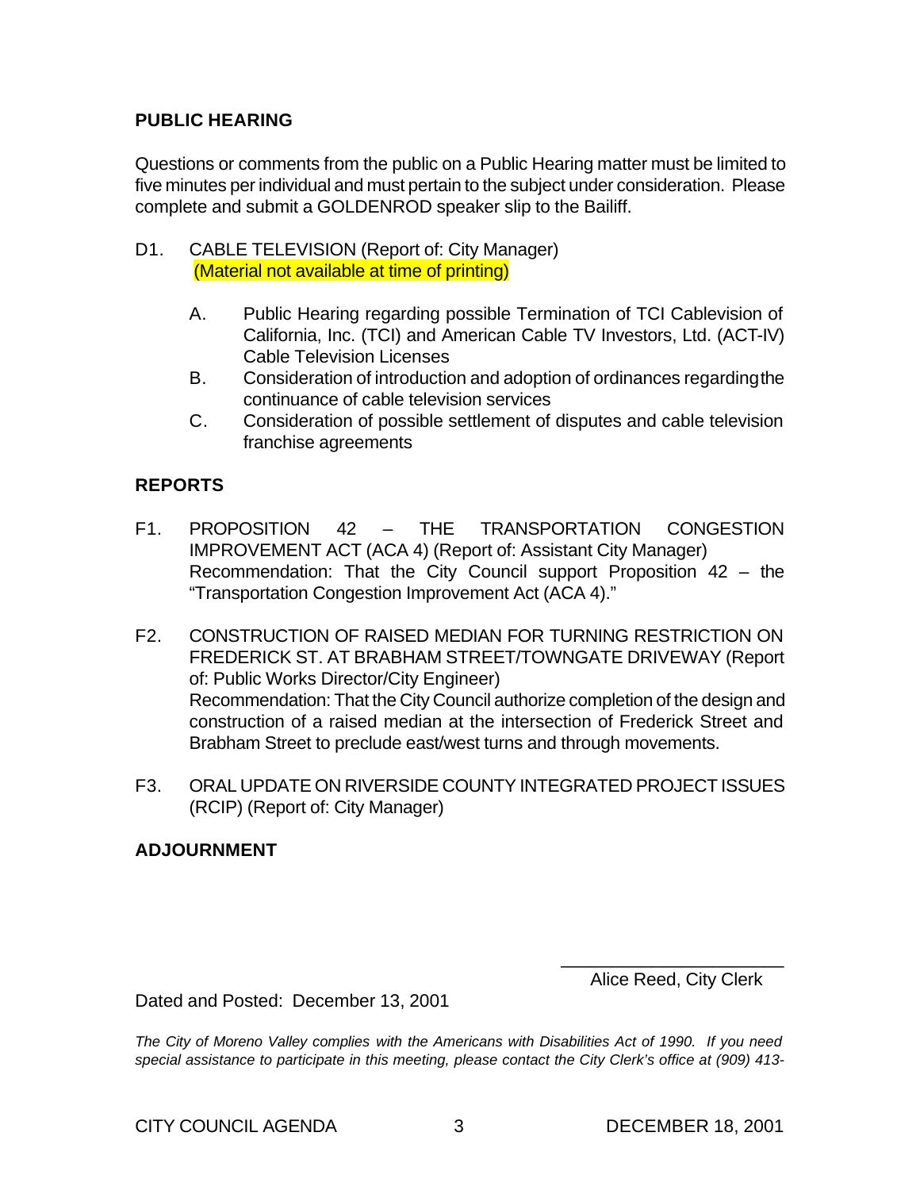**PUBLIC HEARING**

Questions or comments from the public on a Public Hearing matter must be limited to five minutes per individual and must pertain to the subject under consideration. Please complete and submit a GOLDENROD speaker slip to the Bailiff.

D1. CABLE TELEVISION (Report of: City Manager)
(Material not available at time of printing)

- A. Public Hearing regarding possible Termination of TCI Cablevision of California, Inc. (TCI) and American Cable TV Investors, Ltd. (ACT-IV) Cable Television Licenses
- B. Consideration of introduction and adoption of ordinances regarding the continuance of cable television services
- C. Consideration of possible settlement of disputes and cable television franchise agreements

**REPORTS**

F1. PROPOSITION 42 – THE TRANSPORTATION CONGESTION IMPROVEMENT ACT (ACA 4) (Report of: Assistant City Manager)
Recommendation: That the City Council support Proposition 42 – the "Transportation Congestion Improvement Act (ACA 4)."

F2. CONSTRUCTION OF RAISED MEDIAN FOR TURNING RESTRICTION ON FREDERICK ST. AT BRABHAM STREET/TOWNGATE DRIVEWAY (Report of: Public Works Director/City Engineer)
Recommendation: That the City Council authorize completion of the design and construction of a raised median at the intersection of Frederick Street and Brabham Street to preclude east/west turns and through movements.

F3. ORAL UPDATE ON RIVERSIDE COUNTY INTEGRATED PROJECT ISSUES (RCIP) (Report of: City Manager)

**ADJOURNMENT**

\_\_\_\_\_\_\_\_\_\_\_\_\_\_\_\_\_\_\_\_\_\_\_\_
Alice Reed, City Clerk

Dated and Posted: December 13, 2001

*The City of Moreno Valley complies with the Americans with Disabilities Act of 1990. If you need special assistance to participate in this meeting, please contact the City Clerk's office at (909) 413-*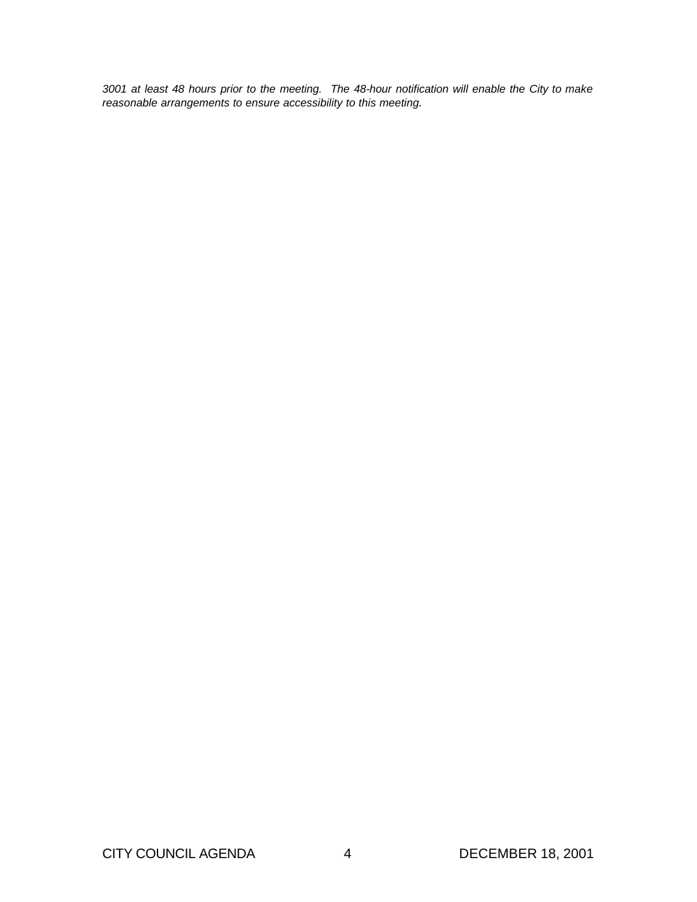*3001 at least 48 hours prior to the meeting. The 48-hour notification will enable the City to make reasonable arrangements to ensure accessibility to this meeting.*